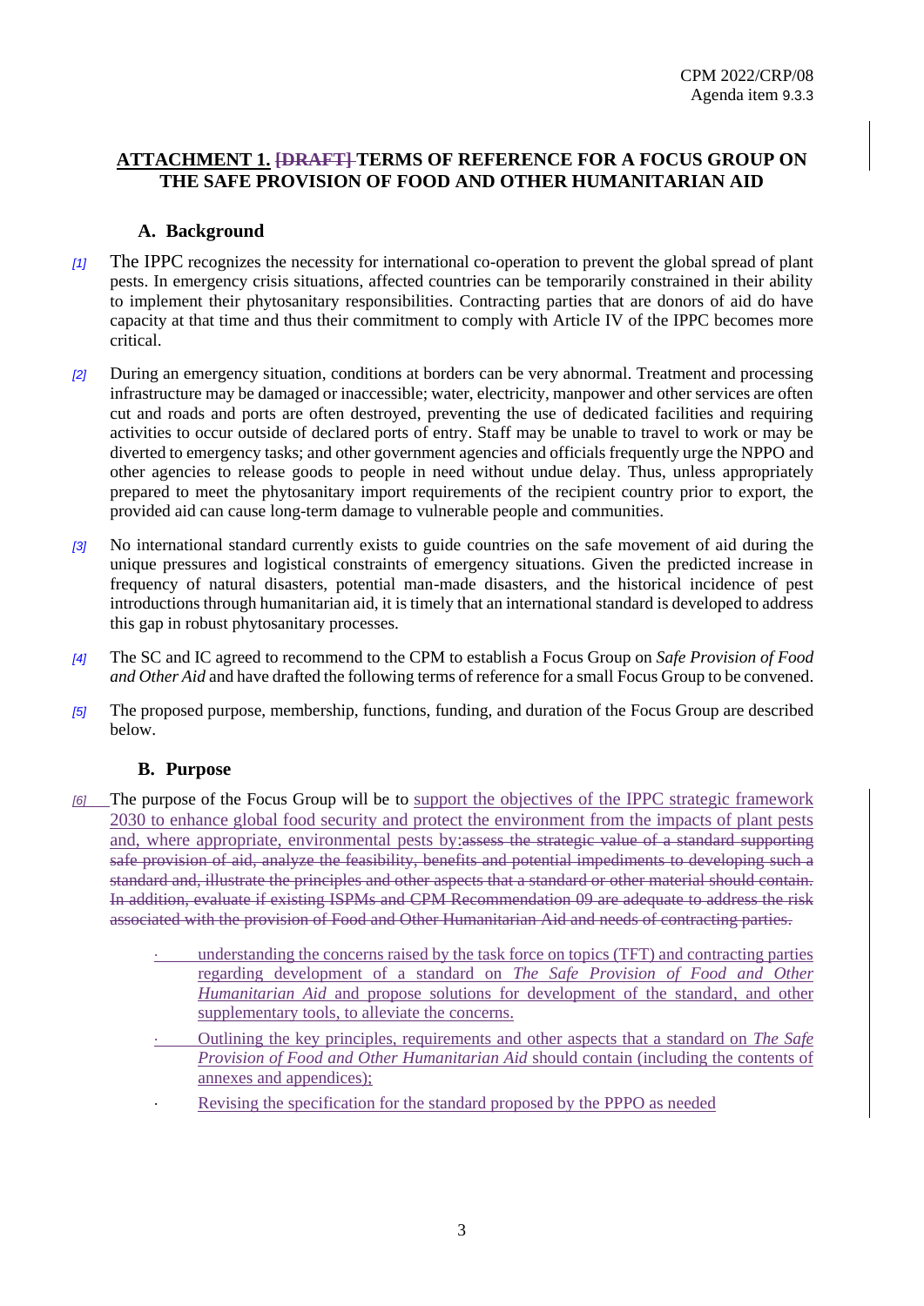CPM 2022/CRP/08
Agenda item 9.3.3

## ATTACHMENT 1. ~~[DRAFT]~~ TERMS OF REFERENCE FOR A FOCUS GROUP ON THE SAFE PROVISION OF FOOD AND OTHER HUMANITARIAN AID

### A. Background

[1] The IPPC recognizes the necessity for international co-operation to prevent the global spread of plant pests. In emergency crisis situations, affected countries can be temporarily constrained in their ability to implement their phytosanitary responsibilities. Contracting parties that are donors of aid do have capacity at that time and thus their commitment to comply with Article IV of the IPPC becomes more critical.

[2] During an emergency situation, conditions at borders can be very abnormal. Treatment and processing infrastructure may be damaged or inaccessible; water, electricity, manpower and other services are often cut and roads and ports are often destroyed, preventing the use of dedicated facilities and requiring activities to occur outside of declared ports of entry. Staff may be unable to travel to work or may be diverted to emergency tasks; and other government agencies and officials frequently urge the NPPO and other agencies to release goods to people in need without undue delay. Thus, unless appropriately prepared to meet the phytosanitary import requirements of the recipient country prior to export, the provided aid can cause long-term damage to vulnerable people and communities.

[3] No international standard currently exists to guide countries on the safe movement of aid during the unique pressures and logistical constraints of emergency situations. Given the predicted increase in frequency of natural disasters, potential man-made disasters, and the historical incidence of pest introductions through humanitarian aid, it is timely that an international standard is developed to address this gap in robust phytosanitary processes.

[4] The SC and IC agreed to recommend to the CPM to establish a Focus Group on *Safe Provision of Food and Other Aid* and have drafted the following terms of reference for a small Focus Group to be convened.

[5] The proposed purpose, membership, functions, funding, and duration of the Focus Group are described below.

### B. Purpose

[6] The purpose of the Focus Group will be to support the objectives of the IPPC strategic framework 2030 to enhance global food security and protect the environment from the impacts of plant pests and, where appropriate, environmental pests by:~~assess the strategic value of a standard supporting safe provision of aid, analyze the feasibility, benefits and potential impediments to developing such a standard and, illustrate the principles and other aspects that a standard or other material should contain. In addition, evaluate if existing ISPMs and CPM Recommendation 09 are adequate to address the risk associated with the provision of Food and Other Humanitarian Aid and needs of contracting parties.~~

- understanding the concerns raised by the task force on topics (TFT) and contracting parties regarding development of a standard on *The Safe Provision of Food and Other Humanitarian Aid* and propose solutions for development of the standard, and other supplementary tools, to alleviate the concerns.
- Outlining the key principles, requirements and other aspects that a standard on *The Safe Provision of Food and Other Humanitarian Aid* should contain (including the contents of annexes and appendices);
- Revising the specification for the standard proposed by the PPPO as needed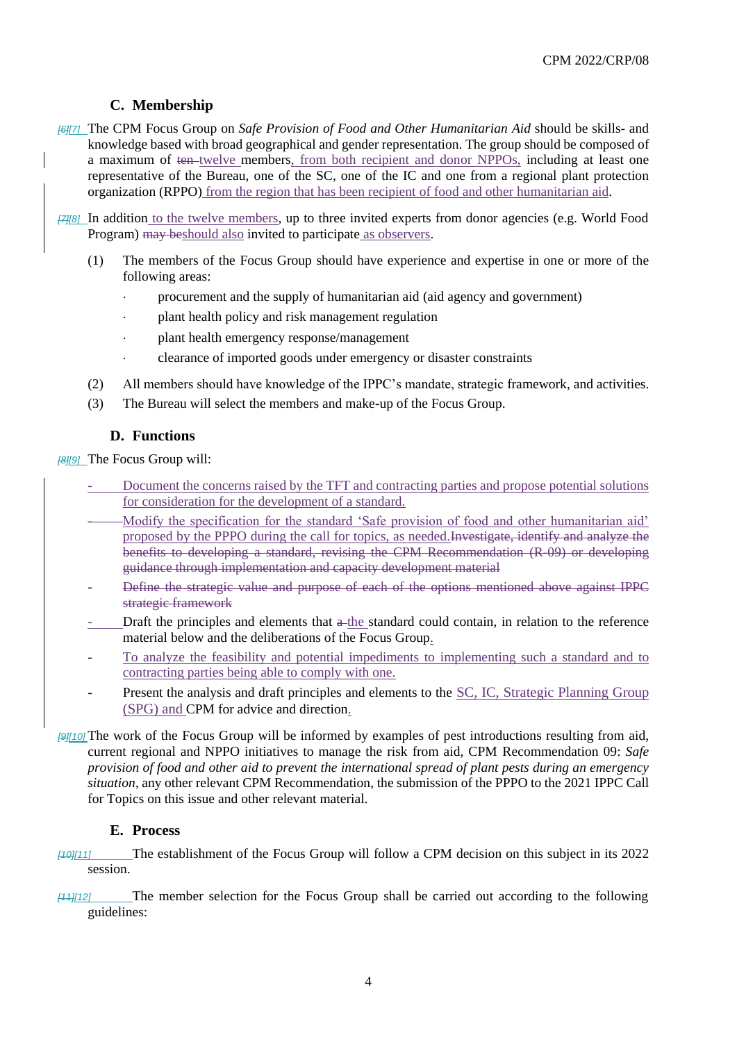### C. Membership

[6][7] The CPM Focus Group on *Safe Provision of Food and Other Humanitarian Aid* should be skills- and knowledge based with broad geographical and gender representation. The group should be composed of a maximum of ~~ten~~ twelve members, from both recipient and donor NPPOs, including at least one representative of the Bureau, one of the SC, one of the IC and one from a regional plant protection organization (RPPO) from the region that has been recipient of food and other humanitarian aid.

[7][8] In addition to the twelve members, up to three invited experts from donor agencies (e.g. World Food Program) ~~may be~~should also invited to participate as observers.

(1) The members of the Focus Group should have experience and expertise in one or more of the following areas:

- procurement and the supply of humanitarian aid (aid agency and government)
- plant health policy and risk management regulation
- plant health emergency response/management
- clearance of imported goods under emergency or disaster constraints

(2) All members should have knowledge of the IPPC's mandate, strategic framework, and activities.

(3) The Bureau will select the members and make-up of the Focus Group.

### D. Functions

[8][9] The Focus Group will:

- Document the concerns raised by the TFT and contracting parties and propose potential solutions for consideration for the development of a standard.
- Modify the specification for the standard 'Safe provision of food and other humanitarian aid' proposed by the PPPO during the call for topics, as needed.~~Investigate, identify and analyze the benefits to developing a standard, revising the CPM Recommendation (R-09) or developing guidance through implementation and capacity development material~~
- ~~Define the strategic value and purpose of each of the options mentioned above against IPPC strategic framework~~
- Draft the principles and elements that ~~a~~ the standard could contain, in relation to the reference material below and the deliberations of the Focus Group.
- To analyze the feasibility and potential impediments to implementing such a standard and to contracting parties being able to comply with one.
- Present the analysis and draft principles and elements to the SC, IC, Strategic Planning Group (SPG) and CPM for advice and direction.

[9][10] The work of the Focus Group will be informed by examples of pest introductions resulting from aid, current regional and NPPO initiatives to manage the risk from aid, CPM Recommendation 09: *Safe provision of food and other aid to prevent the international spread of plant pests during an emergency situation*, any other relevant CPM Recommendation, the submission of the PPPO to the 2021 IPPC Call for Topics on this issue and other relevant material.

### E. Process

[10][11] The establishment of the Focus Group will follow a CPM decision on this subject in its 2022 session.

[11][12] The member selection for the Focus Group shall be carried out according to the following guidelines: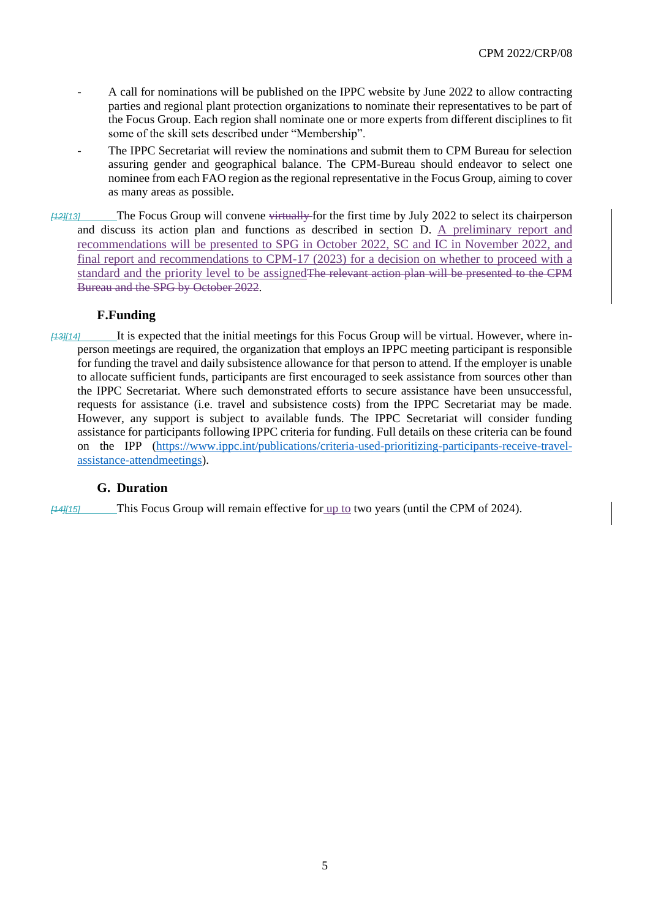- A call for nominations will be published on the IPPC website by June 2022 to allow contracting parties and regional plant protection organizations to nominate their representatives to be part of the Focus Group. Each region shall nominate one or more experts from different disciplines to fit some of the skill sets described under "Membership".
- The IPPC Secretariat will review the nominations and submit them to CPM Bureau for selection assuring gender and geographical balance. The CPM-Bureau should endeavor to select one nominee from each FAO region as the regional representative in the Focus Group, aiming to cover as many areas as possible.

[12][13] The Focus Group will convene ~~virtually~~ for the first time by July 2022 to select its chairperson and discuss its action plan and functions as described in section D. A preliminary report and recommendations will be presented to SPG in October 2022, SC and IC in November 2022, and final report and recommendations to CPM-17 (2023) for a decision on whether to proceed with a standard and the priority level to be assigned~~The relevant action plan will be presented to the CPM Bureau and the SPG by October 2022~~.

### F.Funding

[13][14] It is expected that the initial meetings for this Focus Group will be virtual. However, where in-person meetings are required, the organization that employs an IPPC meeting participant is responsible for funding the travel and daily subsistence allowance for that person to attend. If the employer is unable to allocate sufficient funds, participants are first encouraged to seek assistance from sources other than the IPPC Secretariat. Where such demonstrated efforts to secure assistance have been unsuccessful, requests for assistance (i.e. travel and subsistence costs) from the IPPC Secretariat may be made. However, any support is subject to available funds. The IPPC Secretariat will consider funding assistance for participants following IPPC criteria for funding. Full details on these criteria can be found on the IPP (https://www.ippc.int/publications/criteria-used-prioritizing-participants-receive-travel-assistance-attendmeetings).

### G. Duration

[14][15] This Focus Group will remain effective for up to two years (until the CPM of 2024).